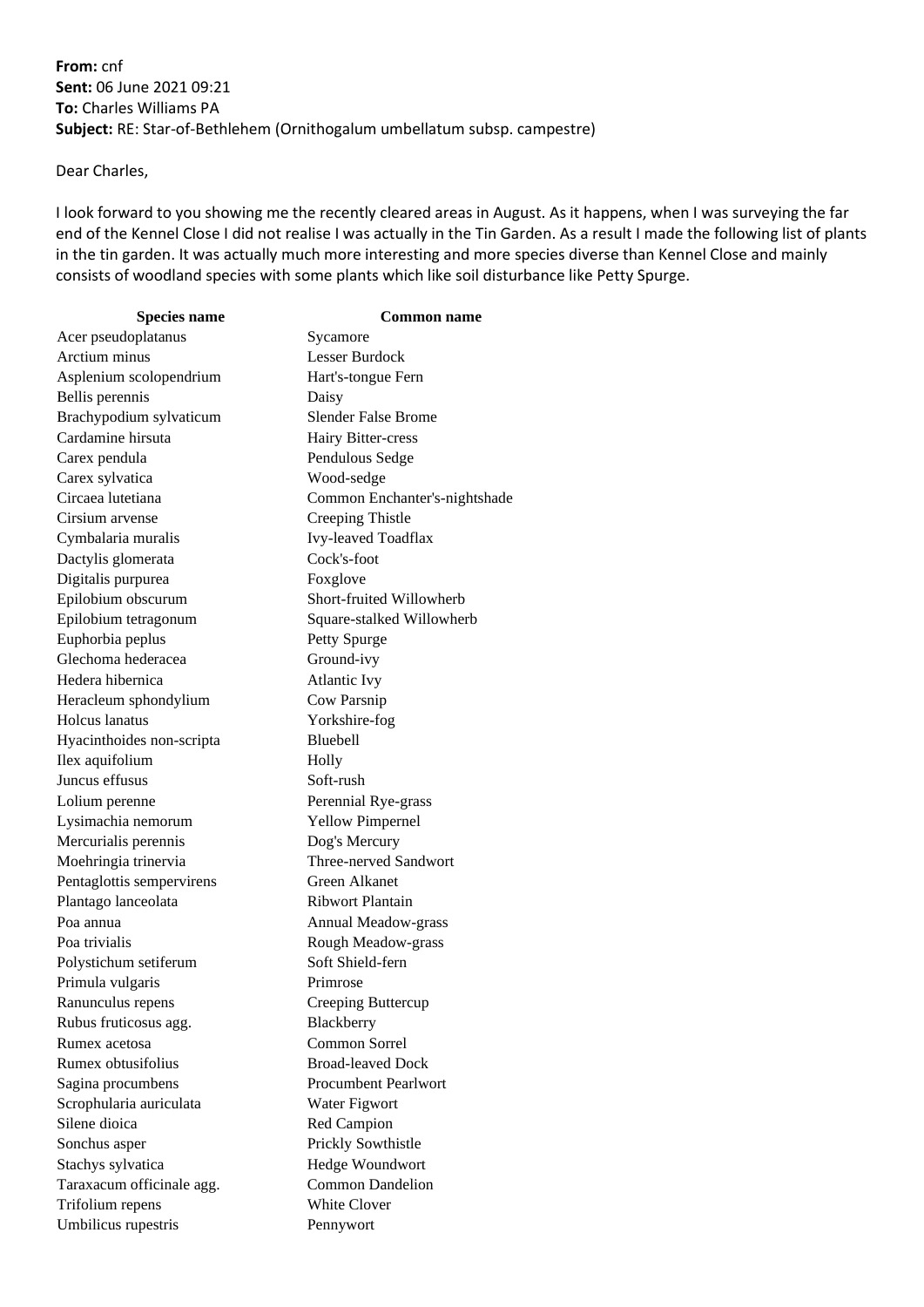**From:** cnf
**Sent:** 06 June 2021 09:21
**To:** Charles Williams PA
**Subject:** RE: Star-of-Bethlehem (Ornithogalum umbellatum subsp. campestre)

Dear Charles,

I look forward to you showing me the recently cleared areas in August. As it happens, when I was surveying the far end of the Kennel Close I did not realise I was actually in the Tin Garden. As a result I made the following list of plants in the tin garden. It was actually much more interesting and more species diverse than Kennel Close and mainly consists of woodland species with some plants which like soil disturbance like Petty Spurge.

| Species name | Common name |
|---|---|
| Acer pseudoplatanus | Sycamore |
| Arctium minus | Lesser Burdock |
| Asplenium scolopendrium | Hart's-tongue Fern |
| Bellis perennis | Daisy |
| Brachypodium sylvaticum | Slender False Brome |
| Cardamine hirsuta | Hairy Bitter-cress |
| Carex pendula | Pendulous Sedge |
| Carex sylvatica | Wood-sedge |
| Circaea lutetiana | Common Enchanter's-nightshade |
| Cirsium arvense | Creeping Thistle |
| Cymbalaria muralis | Ivy-leaved Toadflax |
| Dactylis glomerata | Cock's-foot |
| Digitalis purpurea | Foxglove |
| Epilobium obscurum | Short-fruited Willowherb |
| Epilobium tetragonum | Square-stalked Willowherb |
| Euphorbia peplus | Petty Spurge |
| Glechoma hederacea | Ground-ivy |
| Hedera hibernica | Atlantic Ivy |
| Heracleum sphondylium | Cow Parsnip |
| Holcus lanatus | Yorkshire-fog |
| Hyacinthoides non-scripta | Bluebell |
| Ilex aquifolium | Holly |
| Juncus effusus | Soft-rush |
| Lolium perenne | Perennial Rye-grass |
| Lysimachia nemorum | Yellow Pimpernel |
| Mercurialis perennis | Dog's Mercury |
| Moehringia trinervia | Three-nerved Sandwort |
| Pentaglottis sempervirens | Green Alkanet |
| Plantago lanceolata | Ribwort Plantain |
| Poa annua | Annual Meadow-grass |
| Poa trivialis | Rough Meadow-grass |
| Polystichum setiferum | Soft Shield-fern |
| Primula vulgaris | Primrose |
| Ranunculus repens | Creeping Buttercup |
| Rubus fruticosus agg. | Blackberry |
| Rumex acetosa | Common Sorrel |
| Rumex obtusifolius | Broad-leaved Dock |
| Sagina procumbens | Procumbent Pearlwort |
| Scrophularia auriculata | Water Figwort |
| Silene dioica | Red Campion |
| Sonchus asper | Prickly Sowthistle |
| Stachys sylvatica | Hedge Woundwort |
| Taraxacum officinale agg. | Common Dandelion |
| Trifolium repens | White Clover |
| Umbilicus rupestris | Pennywort |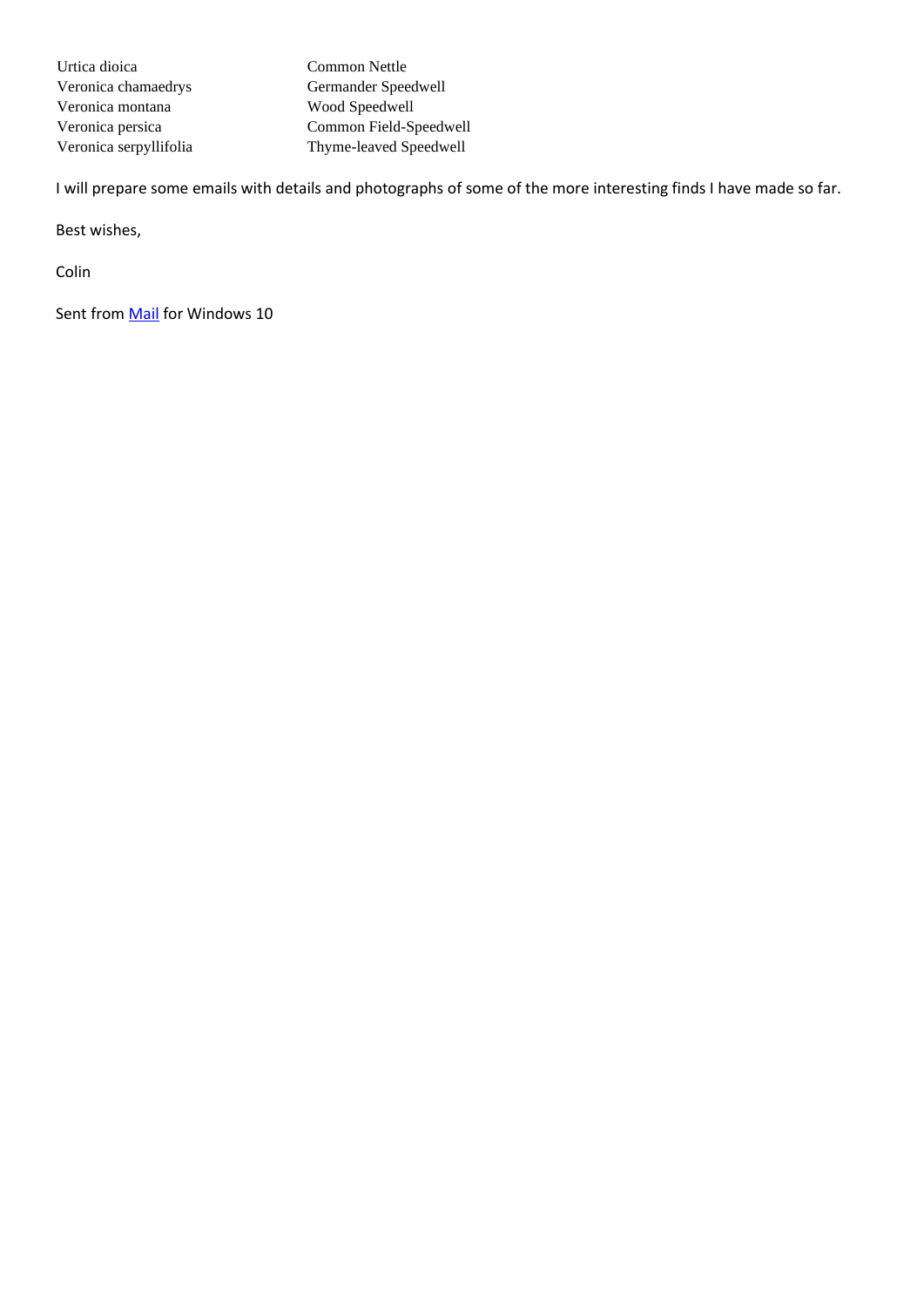| | |
|---|---|
| Urtica dioica | Common Nettle |
| Veronica chamaedrys | Germander Speedwell |
| Veronica montana | Wood Speedwell |
| Veronica persica | Common Field-Speedwell |
| Veronica serpyllifolia | Thyme-leaved Speedwell |

I will prepare some emails with details and photographs of some of the more interesting finds I have made so far.

Best wishes,

Colin

Sent from Mail for Windows 10